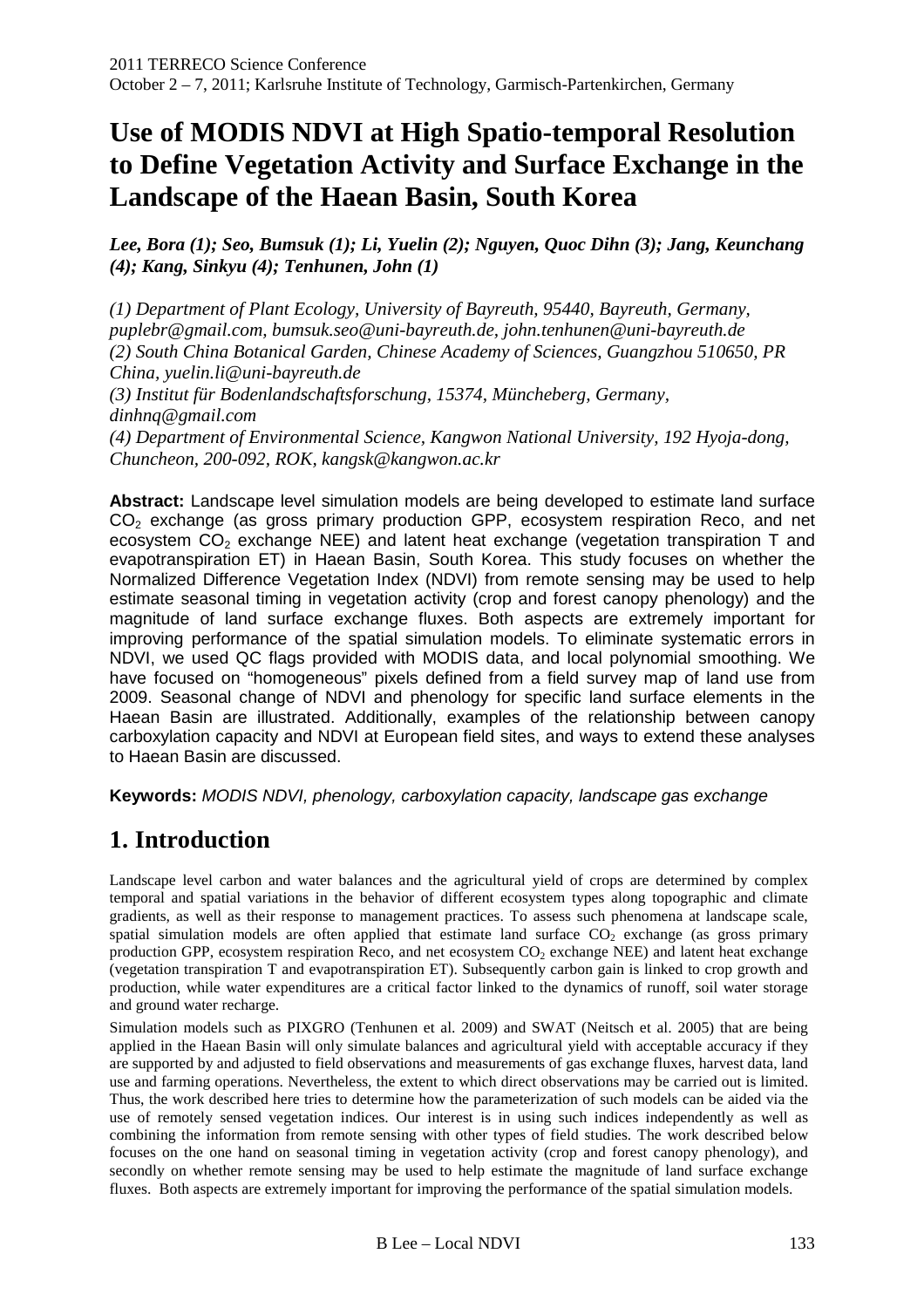# Use of MODIS NDVI at High Spatio-temporal Resolution to Define Vegetation Activity and Surface Exchange in the Landscape of the Haean Basin, South Korea

***Lee, Bora (1); Seo, Bumsuk (1); Li, Yuelin (2); Nguyen, Quoc Dihn (3); Jang, Keunchang (4); Kang, Sinkyu (4); Tenhunen, John (1)***

*(1) Department of Plant Ecology, University of Bayreuth, 95440, Bayreuth, Germany, puplebr@gmail.com, bumsuk.seo@uni-bayreuth.de, john.tenhunen@uni-bayreuth.de*
*(2) South China Botanical Garden, Chinese Academy of Sciences, Guangzhou 510650, PR China, yuelin.li@uni-bayreuth.de*
*(3) Institut für Bodenlandschaftsforschung, 15374, Müncheberg, Germany, dinhnq@gmail.com*
*(4) Department of Environmental Science, Kangwon National University, 192 Hyoja-dong, Chuncheon, 200-092, ROK, kangsk@kangwon.ac.kr*

**Abstract:** Landscape level simulation models are being developed to estimate land surface $CO_2$ exchange (as gross primary production GPP, ecosystem respiration Reco, and net ecosystem $CO_2$ exchange NEE) and latent heat exchange (vegetation transpiration T and evapotranspiration ET) in Haean Basin, South Korea. This study focuses on whether the Normalized Difference Vegetation Index (NDVI) from remote sensing may be used to help estimate seasonal timing in vegetation activity (crop and forest canopy phenology) and the magnitude of land surface exchange fluxes. Both aspects are extremely important for improving performance of the spatial simulation models. To eliminate systematic errors in NDVI, we used QC flags provided with MODIS data, and local polynomial smoothing. We have focused on "homogeneous" pixels defined from a field survey map of land use from 2009. Seasonal change of NDVI and phenology for specific land surface elements in the Haean Basin are illustrated. Additionally, examples of the relationship between canopy carboxylation capacity and NDVI at European field sites, and ways to extend these analyses to Haean Basin are discussed.

**Keywords:** *MODIS NDVI, phenology, carboxylation capacity, landscape gas exchange*

## 1. Introduction

Landscape level carbon and water balances and the agricultural yield of crops are determined by complex temporal and spatial variations in the behavior of different ecosystem types along topographic and climate gradients, as well as their response to management practices. To assess such phenomena at landscape scale, spatial simulation models are often applied that estimate land surface $CO_2$ exchange (as gross primary production GPP, ecosystem respiration Reco, and net ecosystem $CO_2$ exchange NEE) and latent heat exchange (vegetation transpiration T and evapotranspiration ET). Subsequently carbon gain is linked to crop growth and production, while water expenditures are a critical factor linked to the dynamics of runoff, soil water storage and ground water recharge.

Simulation models such as PIXGRO (Tenhunen et al. 2009) and SWAT (Neitsch et al. 2005) that are being applied in the Haean Basin will only simulate balances and agricultural yield with acceptable accuracy if they are supported by and adjusted to field observations and measurements of gas exchange fluxes, harvest data, land use and farming operations. Nevertheless, the extent to which direct observations may be carried out is limited. Thus, the work described here tries to determine how the parameterization of such models can be aided via the use of remotely sensed vegetation indices. Our interest is in using such indices independently as well as combining the information from remote sensing with other types of field studies. The work described below focuses on the one hand on seasonal timing in vegetation activity (crop and forest canopy phenology), and secondly on whether remote sensing may be used to help estimate the magnitude of land surface exchange fluxes. Both aspects are extremely important for improving the performance of the spatial simulation models.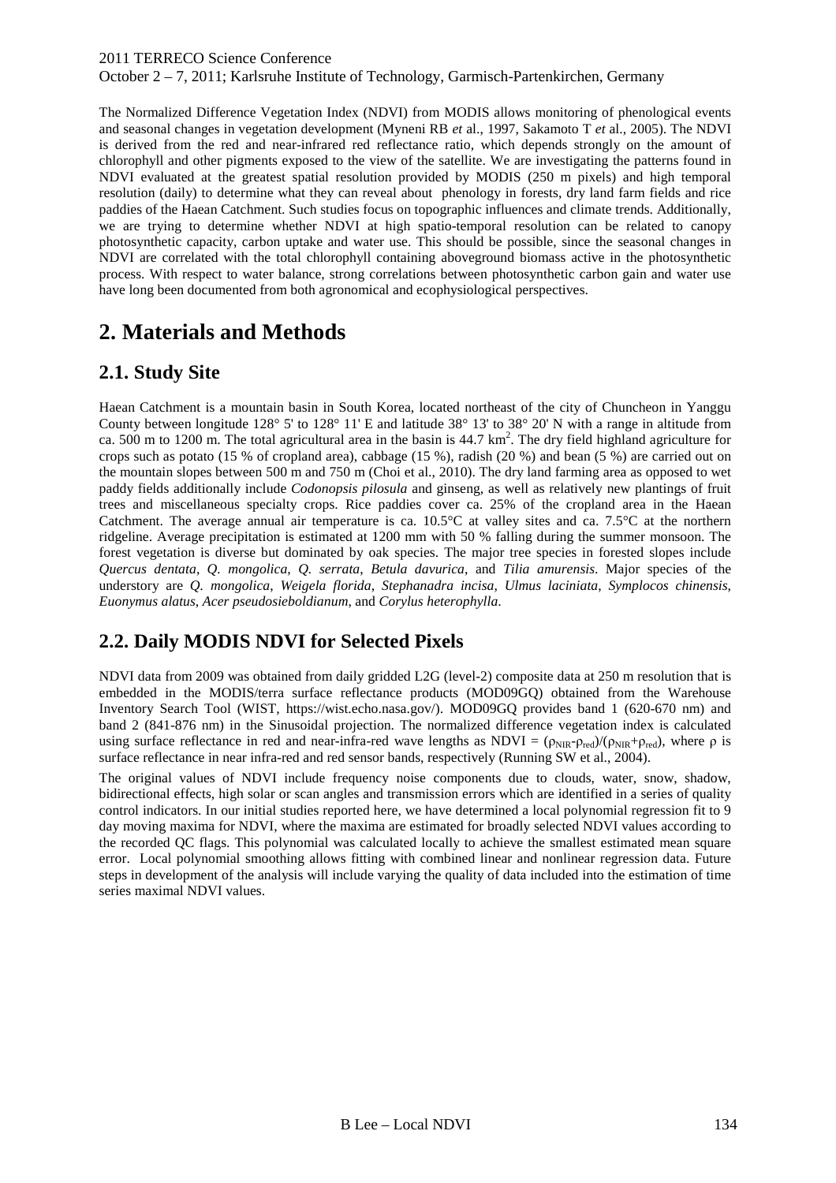The Normalized Difference Vegetation Index (NDVI) from MODIS allows monitoring of phenological events and seasonal changes in vegetation development (Myneni RB *et* al., 1997, Sakamoto T *et* al., 2005). The NDVI is derived from the red and near-infrared red reflectance ratio, which depends strongly on the amount of chlorophyll and other pigments exposed to the view of the satellite. We are investigating the patterns found in NDVI evaluated at the greatest spatial resolution provided by MODIS (250 m pixels) and high temporal resolution (daily) to determine what they can reveal about phenology in forests, dry land farm fields and rice paddies of the Haean Catchment. Such studies focus on topographic influences and climate trends. Additionally, we are trying to determine whether NDVI at high spatio-temporal resolution can be related to canopy photosynthetic capacity, carbon uptake and water use. This should be possible, since the seasonal changes in NDVI are correlated with the total chlorophyll containing aboveground biomass active in the photosynthetic process. With respect to water balance, strong correlations between photosynthetic carbon gain and water use have long been documented from both agronomical and ecophysiological perspectives.

# 2. Materials and Methods

## 2.1. Study Site

Haean Catchment is a mountain basin in South Korea, located northeast of the city of Chuncheon in Yanggu County between longitude 128° 5' to 128° 11' E and latitude 38° 13' to 38° 20' N with a range in altitude from ca. 500 m to 1200 m. The total agricultural area in the basin is 44.7 $km^2$. The dry field highland agriculture for crops such as potato (15 % of cropland area), cabbage (15 %), radish (20 %) and bean (5 %) are carried out on the mountain slopes between 500 m and 750 m (Choi et al., 2010). The dry land farming area as opposed to wet paddy fields additionally include *Codonopsis pilosula* and ginseng, as well as relatively new plantings of fruit trees and miscellaneous specialty crops. Rice paddies cover ca. 25% of the cropland area in the Haean Catchment. The average annual air temperature is ca. 10.5°C at valley sites and ca. 7.5°C at the northern ridgeline. Average precipitation is estimated at 1200 mm with 50 % falling during the summer monsoon. The forest vegetation is diverse but dominated by oak species. The major tree species in forested slopes include *Quercus dentata*, *Q. mongolica*, *Q. serrata*, *Betula davurica*, and *Tilia amurensis*. Major species of the understory are *Q. mongolica*, *Weigela florida*, *Stephanadra incisa*, *Ulmus laciniata*, *Symplocos chinensis*, *Euonymus alatus*, *Acer pseudosieboldianum*, and *Corylus heterophylla*.

## 2.2. Daily MODIS NDVI for Selected Pixels

NDVI data from 2009 was obtained from daily gridded L2G (level-2) composite data at 250 m resolution that is embedded in the MODIS/terra surface reflectance products (MOD09GQ) obtained from the Warehouse Inventory Search Tool (WIST, https://wist.echo.nasa.gov/). MOD09GQ provides band 1 (620-670 nm) and band 2 (841-876 nm) in the Sinusoidal projection. The normalized difference vegetation index is calculated using surface reflectance in red and near-infra-red wave lengths as NDVI = $(\rho_{NIR}-\rho_{red})/(\rho_{NIR}+\rho_{red})$, where $\rho$ is surface reflectance in near infra-red and red sensor bands, respectively (Running SW et al., 2004).

The original values of NDVI include frequency noise components due to clouds, water, snow, shadow, bidirectional effects, high solar or scan angles and transmission errors which are identified in a series of quality control indicators. In our initial studies reported here, we have determined a local polynomial regression fit to 9 day moving maxima for NDVI, where the maxima are estimated for broadly selected NDVI values according to the recorded QC flags. This polynomial was calculated locally to achieve the smallest estimated mean square error. Local polynomial smoothing allows fitting with combined linear and nonlinear regression data. Future steps in development of the analysis will include varying the quality of data included into the estimation of time series maximal NDVI values.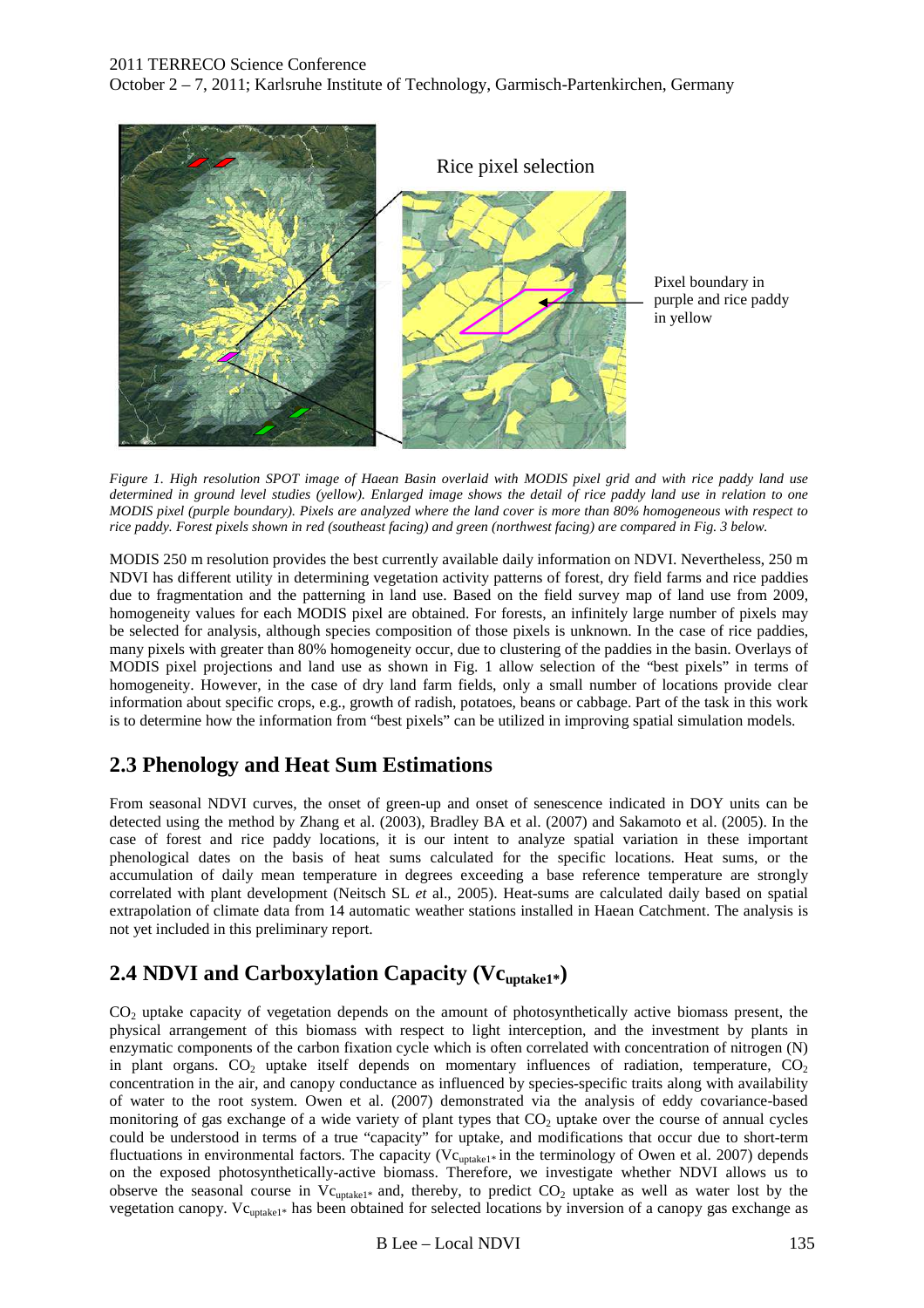Figure 1. High resolution SPOT image of Haean Basin overlaid with MODIS pixel grid and with rice paddy land use determined in ground level studies (yellow). Enlarged image shows the detail of rice paddy land use in relation to one MODIS pixel (purple boundary). Pixels are analyzed where the land cover is more than 80% homogeneous with respect to rice paddy. Forest pixels shown in red (southeast facing) and green (northwest facing) are compared in Fig. 3 below.

MODIS 250 m resolution provides the best currently available daily information on NDVI. Nevertheless, 250 m NDVI has different utility in determining vegetation activity patterns of forest, dry field farms and rice paddies due to fragmentation and the patterning in land use. Based on the field survey map of land use from 2009, homogeneity values for each MODIS pixel are obtained. For forests, an infinitely large number of pixels may be selected for analysis, although species composition of those pixels is unknown. In the case of rice paddies, many pixels with greater than 80% homogeneity occur, due to clustering of the paddies in the basin. Overlays of MODIS pixel projections and land use as shown in Fig. 1 allow selection of the "best pixels" in terms of homogeneity. However, in the case of dry land farm fields, only a small number of locations provide clear information about specific crops, e.g., growth of radish, potatoes, beans or cabbage. Part of the task in this work is to determine how the information from "best pixels" can be utilized in improving spatial simulation models.

## 2.3 Phenology and Heat Sum Estimations

From seasonal NDVI curves, the onset of green-up and onset of senescence indicated in DOY units can be detected using the method by Zhang et al. (2003), Bradley BA et al. (2007) and Sakamoto et al. (2005). In the case of forest and rice paddy locations, it is our intent to analyze spatial variation in these important phenological dates on the basis of heat sums calculated for the specific locations. Heat sums, or the accumulation of daily mean temperature in degrees exceeding a base reference temperature are strongly correlated with plant development (Neitsch SL *et* al., 2005). Heat-sums are calculated daily based on spatial extrapolation of climate data from 14 automatic weather stations installed in Haean Catchment. The analysis is not yet included in this preliminary report.

## 2.4 NDVI and Carboxylation Capacity ($Vc_{uptake1*}$)

$CO_2$ uptake capacity of vegetation depends on the amount of photosynthetically active biomass present, the physical arrangement of this biomass with respect to light interception, and the investment by plants in enzymatic components of the carbon fixation cycle which is often correlated with concentration of nitrogen (N) in plant organs. $CO_2$ uptake itself depends on momentary influences of radiation, temperature, $CO_2$ concentration in the air, and canopy conductance as influenced by species-specific traits along with availability of water to the root system. Owen et al. (2007) demonstrated via the analysis of eddy covariance-based monitoring of gas exchange of a wide variety of plant types that $CO_2$ uptake over the course of annual cycles could be understood in terms of a true "capacity" for uptake, and modifications that occur due to short-term fluctuations in environmental factors. The capacity ($Vc_{uptake1*}$ in the terminology of Owen et al. 2007) depends on the exposed photosynthetically-active biomass. Therefore, we investigate whether NDVI allows us to observe the seasonal course in $Vc_{uptake1*}$ and, thereby, to predict $CO_2$ uptake as well as water lost by the vegetation canopy. $Vc_{uptake1*}$ has been obtained for selected locations by inversion of a canopy gas exchange as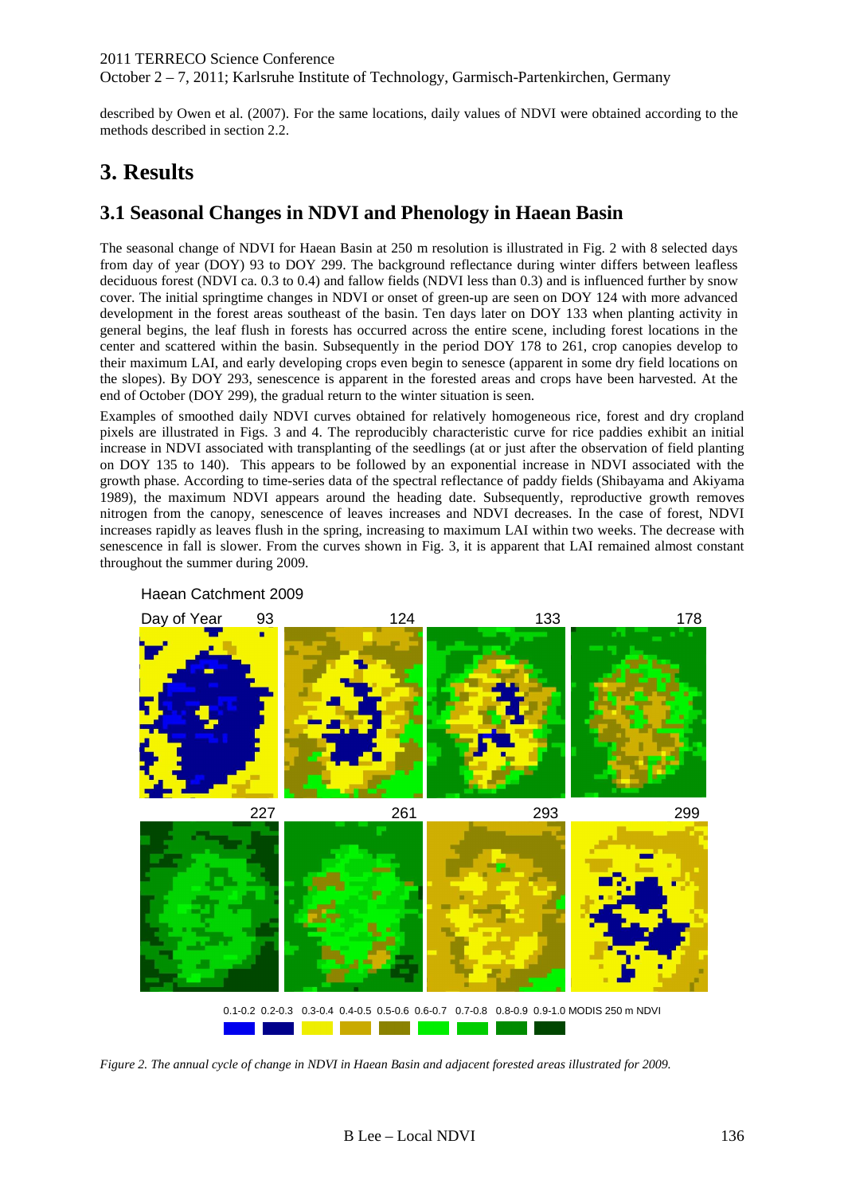described by Owen et al. (2007). For the same locations, daily values of NDVI were obtained according to the methods described in section 2.2.

# 3. Results

## 3.1 Seasonal Changes in NDVI and Phenology in Haean Basin

The seasonal change of NDVI for Haean Basin at 250 m resolution is illustrated in Fig. 2 with 8 selected days from day of year (DOY) 93 to DOY 299. The background reflectance during winter differs between leafless deciduous forest (NDVI ca. 0.3 to 0.4) and fallow fields (NDVI less than 0.3) and is influenced further by snow cover. The initial springtime changes in NDVI or onset of green-up are seen on DOY 124 with more advanced development in the forest areas southeast of the basin. Ten days later on DOY 133 when planting activity in general begins, the leaf flush in forests has occurred across the entire scene, including forest locations in the center and scattered within the basin. Subsequently in the period DOY 178 to 261, crop canopies develop to their maximum LAI, and early developing crops even begin to senesce (apparent in some dry field locations on the slopes). By DOY 293, senescence is apparent in the forested areas and crops have been harvested. At the end of October (DOY 299), the gradual return to the winter situation is seen.

Examples of smoothed daily NDVI curves obtained for relatively homogeneous rice, forest and dry cropland pixels are illustrated in Figs. 3 and 4. The reproducibly characteristic curve for rice paddies exhibit an initial increase in NDVI associated with transplanting of the seedlings (at or just after the observation of field planting on DOY 135 to 140). This appears to be followed by an exponential increase in NDVI associated with the growth phase. According to time-series data of the spectral reflectance of paddy fields (Shibayama and Akiyama 1989), the maximum NDVI appears around the heading date. Subsequently, reproductive growth removes nitrogen from the canopy, senescence of leaves increases and NDVI decreases. In the case of forest, NDVI increases rapidly as leaves flush in the spring, increasing to maximum LAI within two weeks. The decrease with senescence in fall is slower. From the curves shown in Fig. 3, it is apparent that LAI remained almost constant throughout the summer during 2009.

*Figure 2. The annual cycle of change in NDVI in Haean Basin and adjacent forested areas illustrated for 2009.*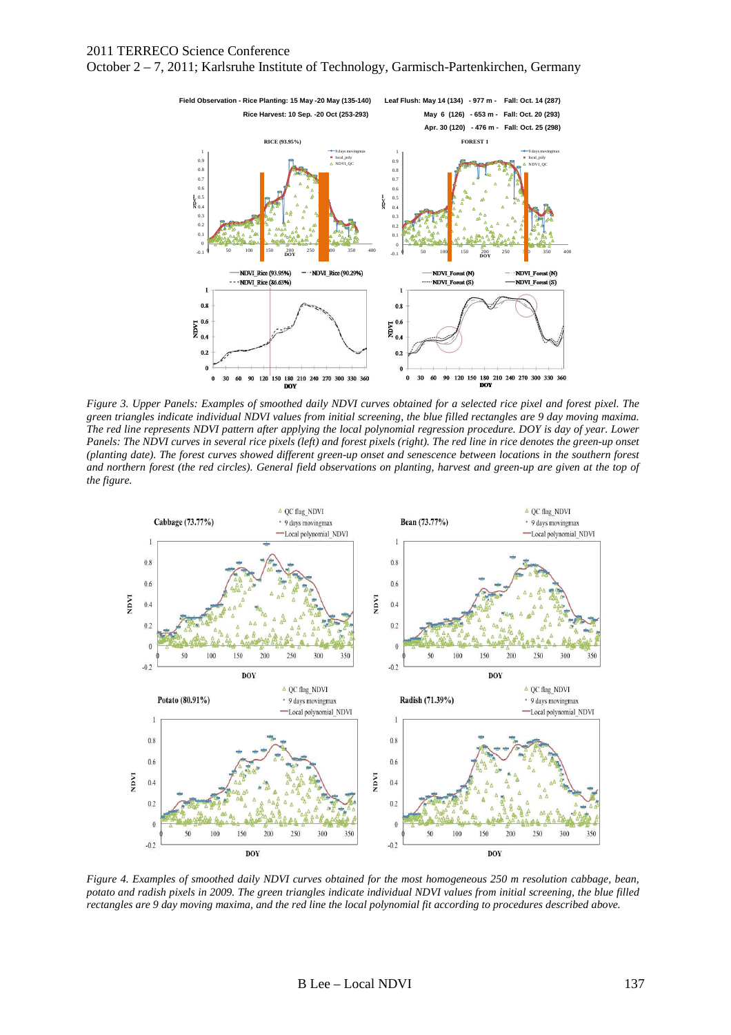*Figure 3. Upper Panels: Examples of smoothed daily NDVI curves obtained for a selected rice pixel and forest pixel. The green triangles indicate individual NDVI values from initial screening, the blue filled rectangles are 9 day moving maxima. The red line represents NDVI pattern after applying the local polynomial regression procedure. DOY is day of year. Lower Panels: The NDVI curves in several rice pixels (left) and forest pixels (right). The red line in rice denotes the green-up onset (planting date). The forest curves showed different green-up onset and senescence between locations in the southern forest and northern forest (the red circles). General field observations on planting, harvest and green-up are given at the top of the figure.*

*Figure 4. Examples of smoothed daily NDVI curves obtained for the most homogeneous 250 m resolution cabbage, bean, potato and radish pixels in 2009. The green triangles indicate individual NDVI values from initial screening, the blue filled rectangles are 9 day moving maxima, and the red line the local polynomial fit according to procedures described above.*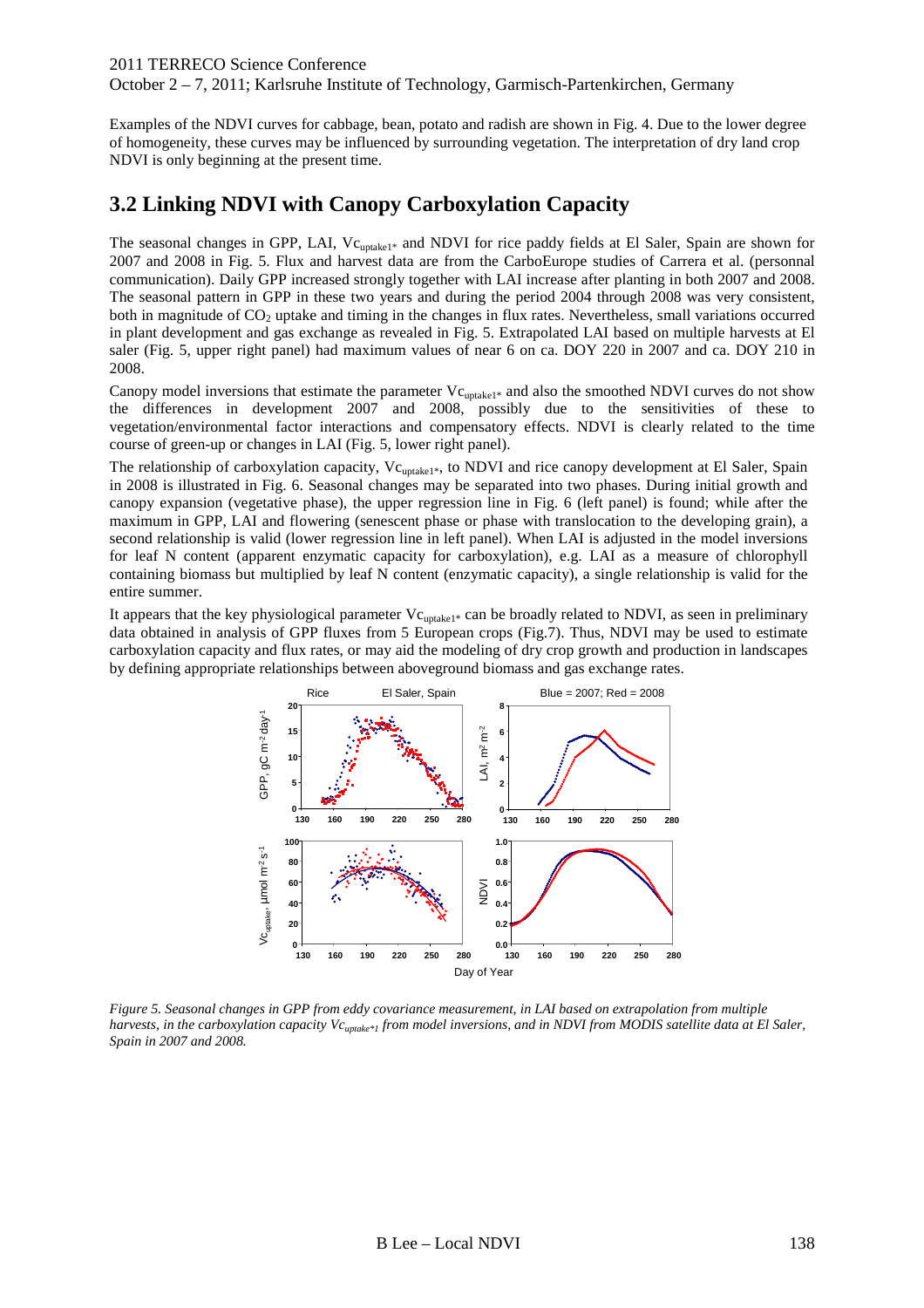Examples of the NDVI curves for cabbage, bean, potato and radish are shown in Fig. 4. Due to the lower degree of homogeneity, these curves may be influenced by surrounding vegetation. The interpretation of dry land crop NDVI is only beginning at the present time.

## 3.2 Linking NDVI with Canopy Carboxylation Capacity

The seasonal changes in GPP, LAI, $Vc_{uptake1*}$ and NDVI for rice paddy fields at El Saler, Spain are shown for 2007 and 2008 in Fig. 5. Flux and harvest data are from the CarboEurope studies of Carrera et al. (personnal communication). Daily GPP increased strongly together with LAI increase after planting in both 2007 and 2008. The seasonal pattern in GPP in these two years and during the period 2004 through 2008 was very consistent, both in magnitude of $CO_2$ uptake and timing in the changes in flux rates. Nevertheless, small variations occurred in plant development and gas exchange as revealed in Fig. 5. Extrapolated LAI based on multiple harvests at El saler (Fig. 5, upper right panel) had maximum values of near 6 on ca. DOY 220 in 2007 and ca. DOY 210 in 2008.

Canopy model inversions that estimate the parameter $Vc_{uptake1*}$ and also the smoothed NDVI curves do not show the differences in development 2007 and 2008, possibly due to the sensitivities of these to vegetation/environmental factor interactions and compensatory effects. NDVI is clearly related to the time course of green-up or changes in LAI (Fig. 5, lower right panel).

The relationship of carboxylation capacity, $Vc_{uptake1*}$, to NDVI and rice canopy development at El Saler, Spain in 2008 is illustrated in Fig. 6. Seasonal changes may be separated into two phases. During initial growth and canopy expansion (vegetative phase), the upper regression line in Fig. 6 (left panel) is found; while after the maximum in GPP, LAI and flowering (senescent phase or phase with translocation to the developing grain), a second relationship is valid (lower regression line in left panel). When LAI is adjusted in the model inversions for leaf N content (apparent enzymatic capacity for carboxylation), e.g. LAI as a measure of chlorophyll containing biomass but multiplied by leaf N content (enzymatic capacity), a single relationship is valid for the entire summer.

It appears that the key physiological parameter $Vc_{uptake1*}$ can be broadly related to NDVI, as seen in preliminary data obtained in analysis of GPP fluxes from 5 European crops (Fig.7). Thus, NDVI may be used to estimate carboxylation capacity and flux rates, or may aid the modeling of dry crop growth and production in landscapes by defining appropriate relationships between aboveground biomass and gas exchange rates.

*Figure 5. Seasonal changes in GPP from eddy covariance measurement, in LAI based on extrapolation from multiple harvests, in the carboxylation capacity $Vc_{uptake*1}$ from model inversions, and in NDVI from MODIS satellite data at El Saler, Spain in 2007 and 2008.*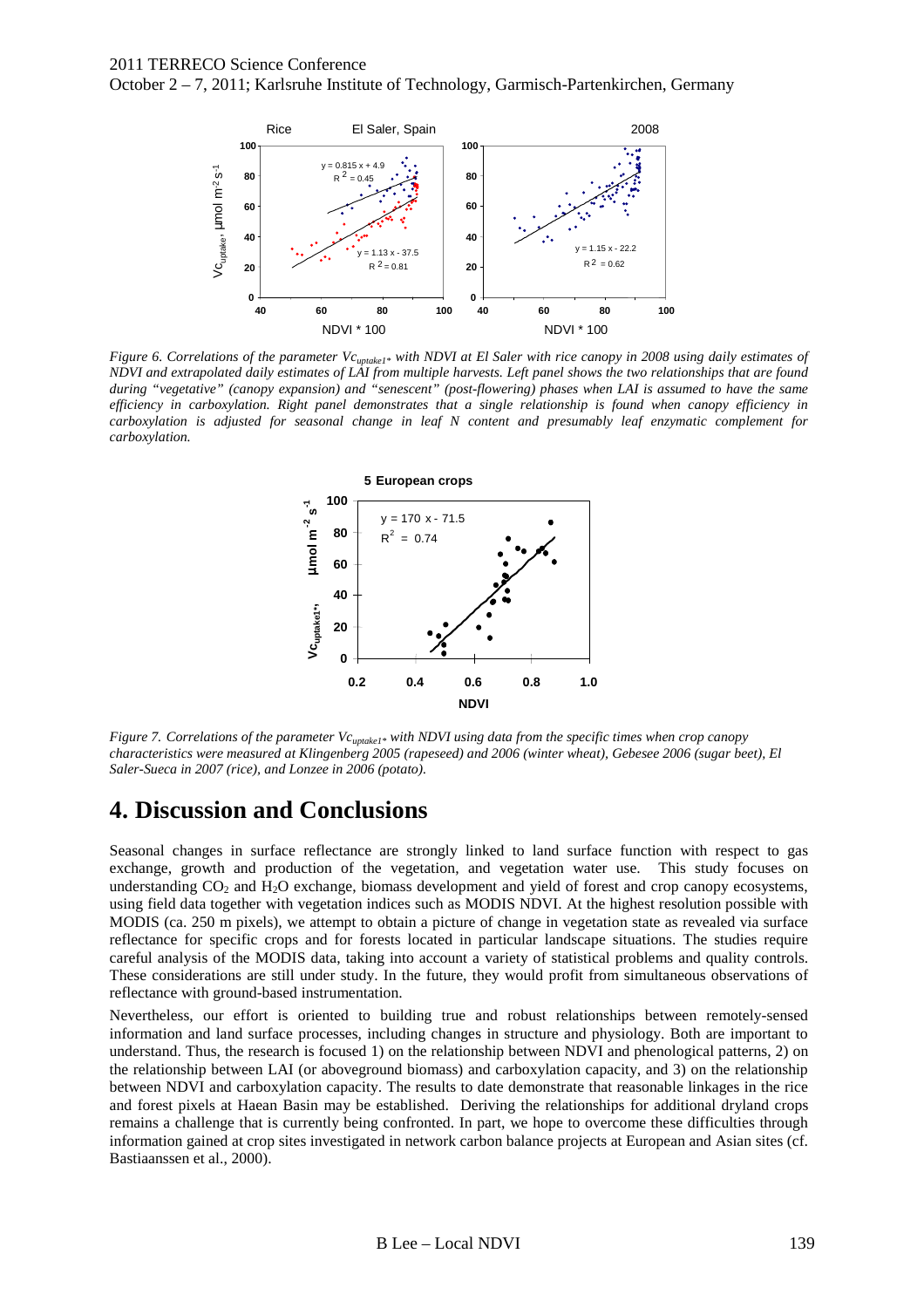*Figure 6. Correlations of the parameter $Vc_{uptake1*}$ with NDVI at El Saler with rice canopy in 2008 using daily estimates of NDVI and extrapolated daily estimates of LAI from multiple harvests. Left panel shows the two relationships that are found during "vegetative" (canopy expansion) and "senescent" (post-flowering) phases when LAI is assumed to have the same efficiency in carboxylation. Right panel demonstrates that a single relationship is found when canopy efficiency in carboxylation is adjusted for seasonal change in leaf N content and presumably leaf enzymatic complement for carboxylation.*

*Figure 7. Correlations of the parameter $Vc_{uptake1*}$ with NDVI using data from the specific times when crop canopy characteristics were measured at Klingenberg 2005 (rapeseed) and 2006 (winter wheat), Gebesee 2006 (sugar beet), El Saler-Sueca in 2007 (rice), and Lonzee in 2006 (potato).*

# 4. Discussion and Conclusions

Seasonal changes in surface reflectance are strongly linked to land surface function with respect to gas exchange, growth and production of the vegetation, and vegetation water use. This study focuses on understanding $CO_2$ and $H_2O$ exchange, biomass development and yield of forest and crop canopy ecosystems, using field data together with vegetation indices such as MODIS NDVI. At the highest resolution possible with MODIS (ca. 250 m pixels), we attempt to obtain a picture of change in vegetation state as revealed via surface reflectance for specific crops and for forests located in particular landscape situations. The studies require careful analysis of the MODIS data, taking into account a variety of statistical problems and quality controls. These considerations are still under study. In the future, they would profit from simultaneous observations of reflectance with ground-based instrumentation.

Nevertheless, our effort is oriented to building true and robust relationships between remotely-sensed information and land surface processes, including changes in structure and physiology. Both are important to understand. Thus, the research is focused 1) on the relationship between NDVI and phenological patterns, 2) on the relationship between LAI (or aboveground biomass) and carboxylation capacity, and 3) on the relationship between NDVI and carboxylation capacity. The results to date demonstrate that reasonable linkages in the rice and forest pixels at Haean Basin may be established. Deriving the relationships for additional dryland crops remains a challenge that is currently being confronted. In part, we hope to overcome these difficulties through information gained at crop sites investigated in network carbon balance projects at European and Asian sites (cf. Bastiaanssen et al., 2000).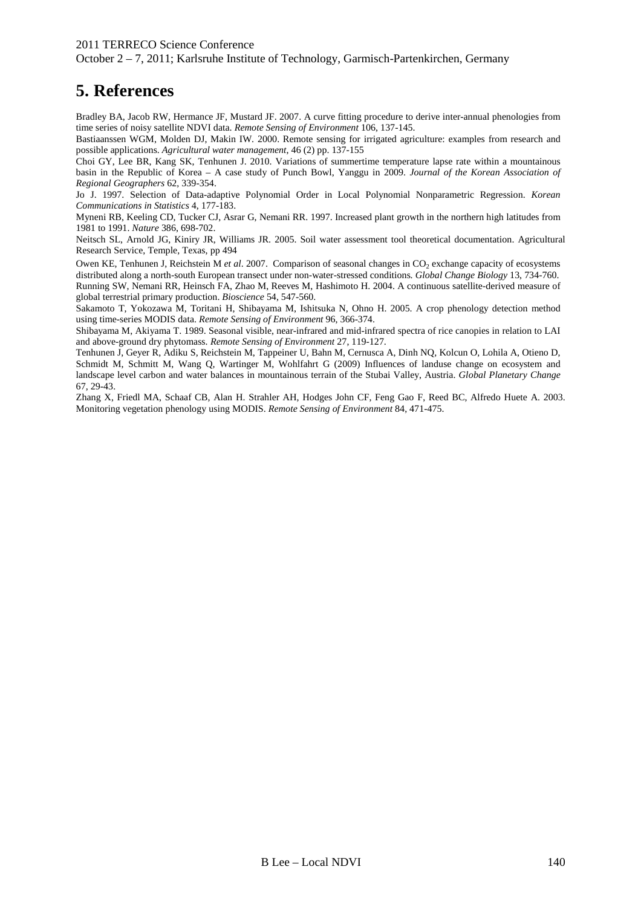# 5. References

Bradley BA, Jacob RW, Hermance JF, Mustard JF. 2007. A curve fitting procedure to derive inter-annual phenologies from time series of noisy satellite NDVI data. *Remote Sensing of Environment* 106, 137-145.

Bastiaanssen WGM, Molden DJ, Makin IW. 2000. Remote sensing for irrigated agriculture: examples from research and possible applications. *Agricultural water management*, 46 (2) pp. 137-155

Choi GY, Lee BR, Kang SK, Tenhunen J. 2010. Variations of summertime temperature lapse rate within a mountainous basin in the Republic of Korea – A case study of Punch Bowl, Yanggu in 2009. *Journal of the Korean Association of Regional Geographers* 62, 339-354.

Jo J. 1997. Selection of Data-adaptive Polynomial Order in Local Polynomial Nonparametric Regression. *Korean Communications in Statistics* 4, 177-183.

Myneni RB, Keeling CD, Tucker CJ, Asrar G, Nemani RR. 1997. Increased plant growth in the northern high latitudes from 1981 to 1991. *Nature* 386, 698-702.

Neitsch SL, Arnold JG, Kiniry JR, Williams JR. 2005. Soil water assessment tool theoretical documentation. Agricultural Research Service, Temple, Texas, pp 494

Owen KE, Tenhunen J, Reichstein M *et al*. 2007. Comparison of seasonal changes in $CO_2$ exchange capacity of ecosystems distributed along a north-south European transect under non-water-stressed conditions. *Global Change Biology* 13, 734-760.

Running SW, Nemani RR, Heinsch FA, Zhao M, Reeves M, Hashimoto H. 2004. A continuous satellite-derived measure of global terrestrial primary production. *Bioscience* 54, 547-560.

Sakamoto T, Yokozawa M, Toritani H, Shibayama M, Ishitsuka N, Ohno H. 2005. A crop phenology detection method using time-series MODIS data. *Remote Sensing of Environment* 96, 366-374.

Shibayama M, Akiyama T. 1989. Seasonal visible, near-infrared and mid-infrared spectra of rice canopies in relation to LAI and above-ground dry phytomass. *Remote Sensing of Environment* 27, 119-127.

Tenhunen J, Geyer R, Adiku S, Reichstein M, Tappeiner U, Bahn M, Cernusca A, Dinh NQ, Kolcun O, Lohila A, Otieno D, Schmidt M, Schmitt M, Wang Q, Wartinger M, Wohlfahrt G (2009) Influences of landuse change on ecosystem and landscape level carbon and water balances in mountainous terrain of the Stubai Valley, Austria. *Global Planetary Change* 67, 29-43.

Zhang X, Friedl MA, Schaaf CB, Alan H. Strahler AH, Hodges John CF, Feng Gao F, Reed BC, Alfredo Huete A. 2003. Monitoring vegetation phenology using MODIS. *Remote Sensing of Environment* 84, 471-475.